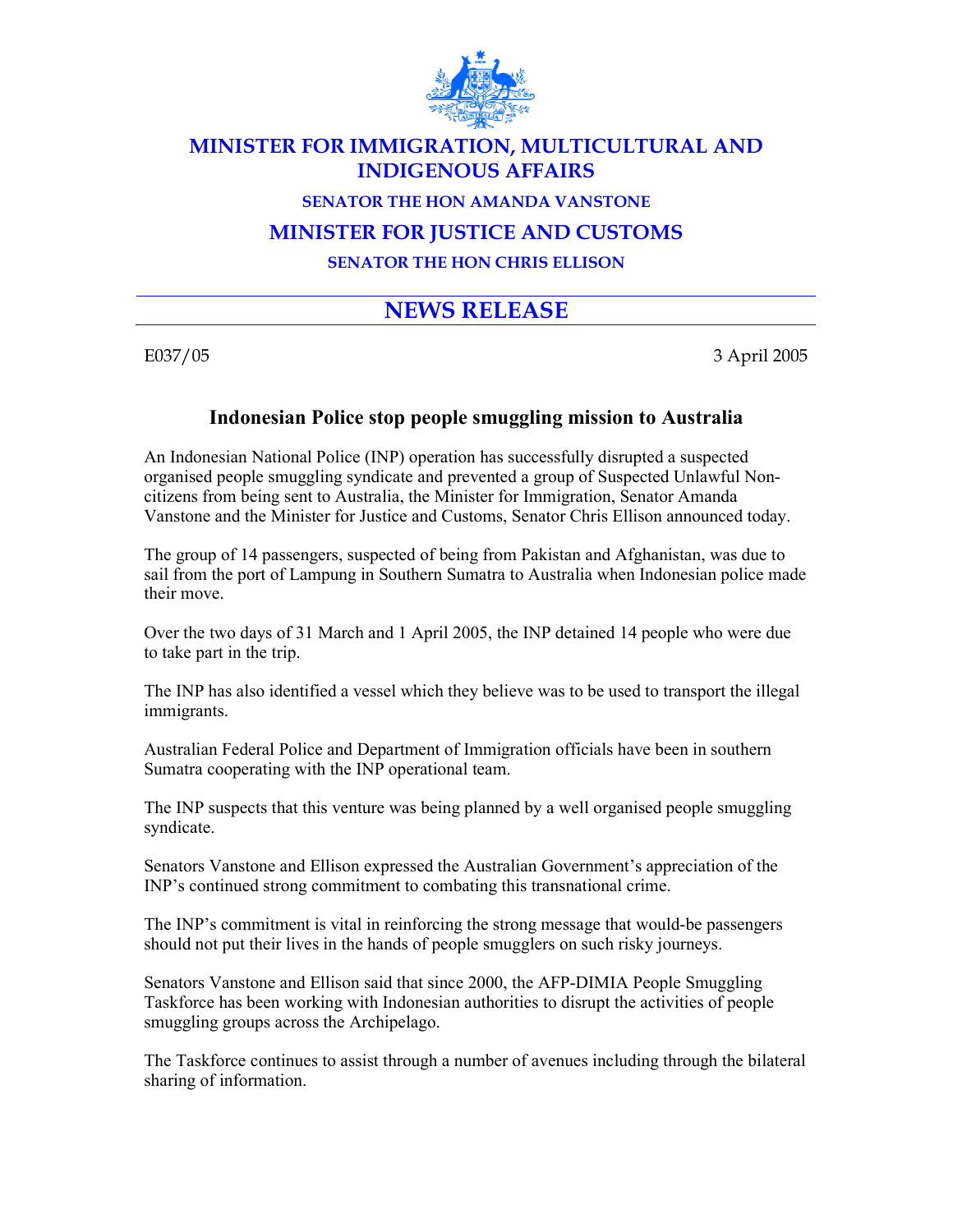# MINISTER FOR IMMIGRATION, MULTICULTURAL AND INDIGENOUS AFFAIRS

### SENATOR THE HON AMANDA VANSTONE

## MINISTER FOR JUSTICE AND CUSTOMS

### SENATOR THE HON CHRIS ELLISON

## NEWS RELEASE

E037/05 3 April 2005

### Indonesian Police stop people smuggling mission to Australia

An Indonesian National Police (INP) operation has successfully disrupted a suspected organised people smuggling syndicate and prevented a group of Suspected Unlawful Non-citizens from being sent to Australia, the Minister for Immigration, Senator Amanda Vanstone and the Minister for Justice and Customs, Senator Chris Ellison announced today.

The group of 14 passengers, suspected of being from Pakistan and Afghanistan, was due to sail from the port of Lampung in Southern Sumatra to Australia when Indonesian police made their move.

Over the two days of 31 March and 1 April 2005, the INP detained 14 people who were due to take part in the trip.

The INP has also identified a vessel which they believe was to be used to transport the illegal immigrants.

Australian Federal Police and Department of Immigration officials have been in southern Sumatra cooperating with the INP operational team.

The INP suspects that this venture was being planned by a well organised people smuggling syndicate.

Senators Vanstone and Ellison expressed the Australian Government's appreciation of the INP's continued strong commitment to combating this transnational crime.

The INP's commitment is vital in reinforcing the strong message that would-be passengers should not put their lives in the hands of people smugglers on such risky journeys.

Senators Vanstone and Ellison said that since 2000, the AFP-DIMIA People Smuggling Taskforce has been working with Indonesian authorities to disrupt the activities of people smuggling groups across the Archipelago.

The Taskforce continues to assist through a number of avenues including through the bilateral sharing of information.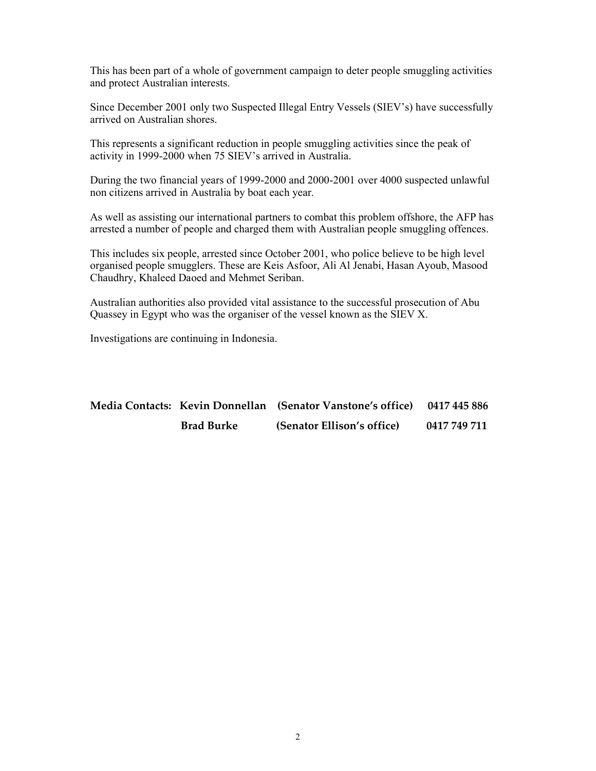This has been part of a whole of government campaign to deter people smuggling activities and protect Australian interests.

Since December 2001 only two Suspected Illegal Entry Vessels (SIEV's) have successfully arrived on Australian shores.

This represents a significant reduction in people smuggling activities since the peak of activity in 1999-2000 when 75 SIEV's arrived in Australia.

During the two financial years of 1999-2000 and 2000-2001 over 4000 suspected unlawful non citizens arrived in Australia by boat each year.

As well as assisting our international partners to combat this problem offshore, the AFP has arrested a number of people and charged them with Australian people smuggling offences.

This includes six people, arrested since October 2001, who police believe to be high level organised people smugglers. These are Keis Asfoor, Ali Al Jenabi, Hasan Ayoub, Masood Chaudhry, Khaleed Daoed and Mehmet Seriban.

Australian authorities also provided vital assistance to the successful prosecution of Abu Quassey in Egypt who was the organiser of the vessel known as the SIEV X.

Investigations are continuing in Indonesia.

| | | | |
|---|---|---|---|
| **Media Contacts:** | **Kevin Donnellan** | **(Senator Vanstone's office)** | **0417 445 886** |
| | **Brad Burke** | **(Senator Ellison's office)** | **0417 749 711** |